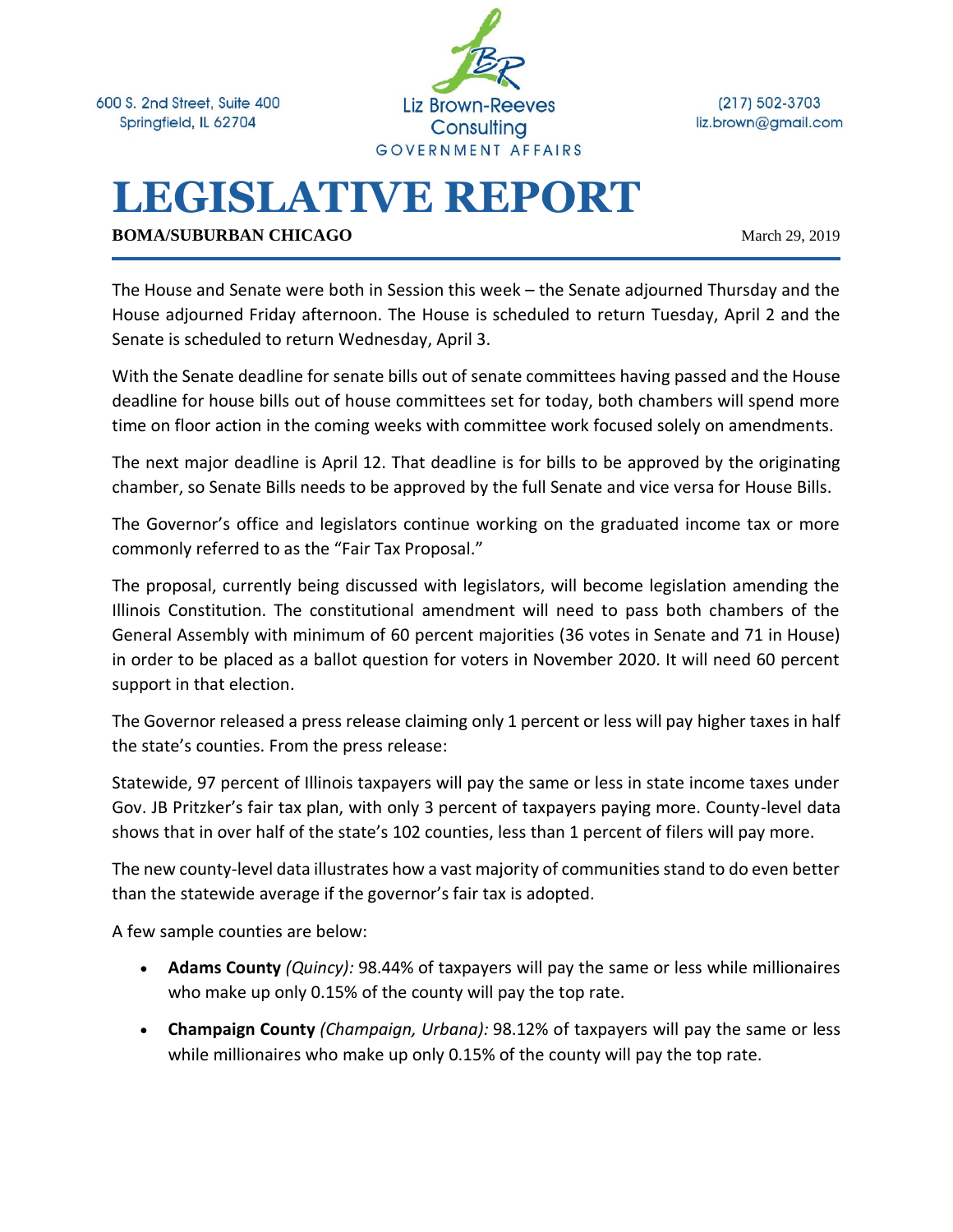600 S. 2nd Street, Suite 400
Springfield, IL 62704

Liz Brown-Reeves Consulting
GOVERNMENT AFFAIRS

(217) 502-3703
liz.brown@gmail.com

# LEGISLATIVE REPORT

**BOMA/SUBURBAN CHICAGO**

March 29, 2019

The House and Senate were both in Session this week – the Senate adjourned Thursday and the House adjourned Friday afternoon. The House is scheduled to return Tuesday, April 2 and the Senate is scheduled to return Wednesday, April 3.

With the Senate deadline for senate bills out of senate committees having passed and the House deadline for house bills out of house committees set for today, both chambers will spend more time on floor action in the coming weeks with committee work focused solely on amendments.

The next major deadline is April 12. That deadline is for bills to be approved by the originating chamber, so Senate Bills needs to be approved by the full Senate and vice versa for House Bills.

The Governor's office and legislators continue working on the graduated income tax or more commonly referred to as the "Fair Tax Proposal."

The proposal, currently being discussed with legislators, will become legislation amending the Illinois Constitution. The constitutional amendment will need to pass both chambers of the General Assembly with minimum of 60 percent majorities (36 votes in Senate and 71 in House) in order to be placed as a ballot question for voters in November 2020. It will need 60 percent support in that election.

The Governor released a press release claiming only 1 percent or less will pay higher taxes in half the state's counties. From the press release:

Statewide, 97 percent of Illinois taxpayers will pay the same or less in state income taxes under Gov. JB Pritzker's fair tax plan, with only 3 percent of taxpayers paying more. County-level data shows that in over half of the state's 102 counties, less than 1 percent of filers will pay more.

The new county-level data illustrates how a vast majority of communities stand to do even better than the statewide average if the governor's fair tax is adopted.

A few sample counties are below:

- **Adams County** *(Quincy):* 98.44% of taxpayers will pay the same or less while millionaires who make up only 0.15% of the county will pay the top rate.
- **Champaign County** *(Champaign, Urbana):* 98.12% of taxpayers will pay the same or less while millionaires who make up only 0.15% of the county will pay the top rate.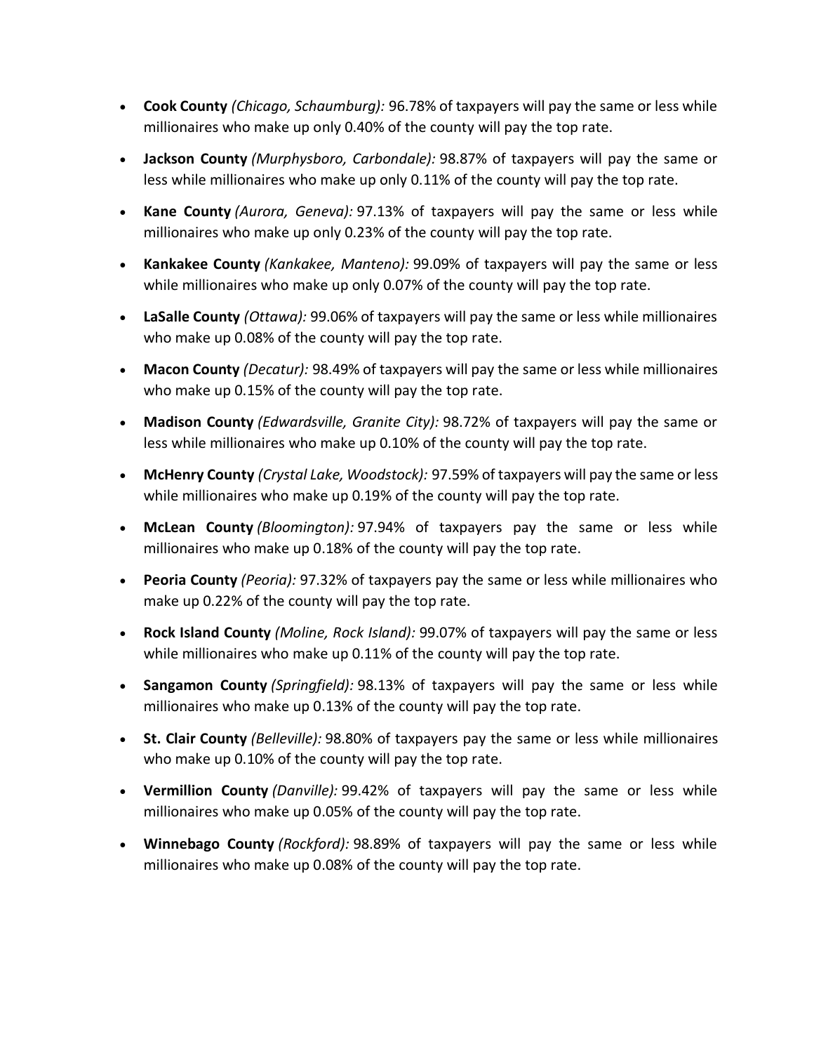- **Cook County** *(Chicago, Schaumburg):* 96.78% of taxpayers will pay the same or less while millionaires who make up only 0.40% of the county will pay the top rate.
- **Jackson County** *(Murphysboro, Carbondale):* 98.87% of taxpayers will pay the same or less while millionaires who make up only 0.11% of the county will pay the top rate.
- **Kane County** *(Aurora, Geneva):* 97.13% of taxpayers will pay the same or less while millionaires who make up only 0.23% of the county will pay the top rate.
- **Kankakee County** *(Kankakee, Manteno):* 99.09% of taxpayers will pay the same or less while millionaires who make up only 0.07% of the county will pay the top rate.
- **LaSalle County** *(Ottawa):* 99.06% of taxpayers will pay the same or less while millionaires who make up 0.08% of the county will pay the top rate.
- **Macon County** *(Decatur):* 98.49% of taxpayers will pay the same or less while millionaires who make up 0.15% of the county will pay the top rate.
- **Madison County** *(Edwardsville, Granite City):* 98.72% of taxpayers will pay the same or less while millionaires who make up 0.10% of the county will pay the top rate.
- **McHenry County** *(Crystal Lake, Woodstock):* 97.59% of taxpayers will pay the same or less while millionaires who make up 0.19% of the county will pay the top rate.
- **McLean County** *(Bloomington):* 97.94% of taxpayers pay the same or less while millionaires who make up 0.18% of the county will pay the top rate.
- **Peoria County** *(Peoria):* 97.32% of taxpayers pay the same or less while millionaires who make up 0.22% of the county will pay the top rate.
- **Rock Island County** *(Moline, Rock Island):* 99.07% of taxpayers will pay the same or less while millionaires who make up 0.11% of the county will pay the top rate.
- **Sangamon County** *(Springfield):* 98.13% of taxpayers will pay the same or less while millionaires who make up 0.13% of the county will pay the top rate.
- **St. Clair County** *(Belleville):* 98.80% of taxpayers pay the same or less while millionaires who make up 0.10% of the county will pay the top rate.
- **Vermillion County** *(Danville):* 99.42% of taxpayers will pay the same or less while millionaires who make up 0.05% of the county will pay the top rate.
- **Winnebago County** *(Rockford):* 98.89% of taxpayers will pay the same or less while millionaires who make up 0.08% of the county will pay the top rate.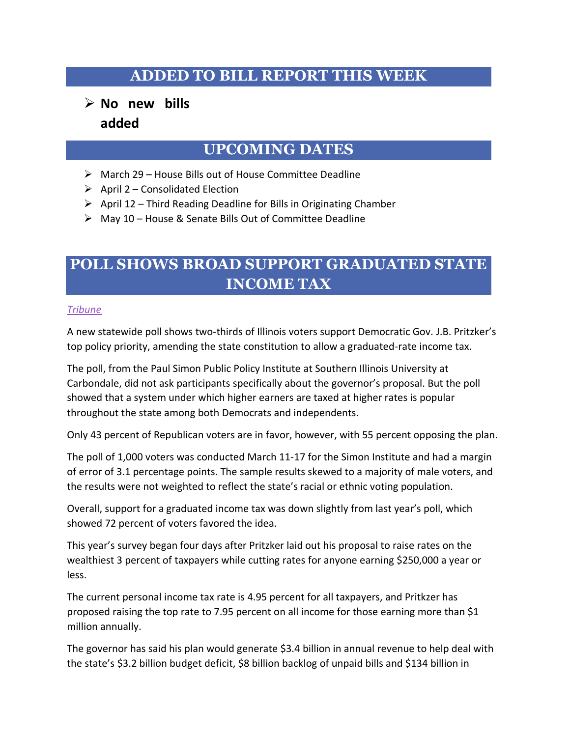## ADDED TO BILL REPORT THIS WEEK

- **No new bills added**

## UPCOMING DATES

- March 29 – House Bills out of House Committee Deadline
- April 2 – Consolidated Election
- April 12 – Third Reading Deadline for Bills in Originating Chamber
- May 10 – House & Senate Bills Out of Committee Deadline

## POLL SHOWS BROAD SUPPORT GRADUATED STATE INCOME TAX

*Tribune*

A new statewide poll shows two-thirds of Illinois voters support Democratic Gov. J.B. Pritzker's top policy priority, amending the state constitution to allow a graduated-rate income tax.

The poll, from the Paul Simon Public Policy Institute at Southern Illinois University at Carbondale, did not ask participants specifically about the governor's proposal. But the poll showed that a system under which higher earners are taxed at higher rates is popular throughout the state among both Democrats and independents.

Only 43 percent of Republican voters are in favor, however, with 55 percent opposing the plan.

The poll of 1,000 voters was conducted March 11-17 for the Simon Institute and had a margin of error of 3.1 percentage points. The sample results skewed to a majority of male voters, and the results were not weighted to reflect the state's racial or ethnic voting population.

Overall, support for a graduated income tax was down slightly from last year's poll, which showed 72 percent of voters favored the idea.

This year's survey began four days after Pritzker laid out his proposal to raise rates on the wealthiest 3 percent of taxpayers while cutting rates for anyone earning $250,000 a year or less.

The current personal income tax rate is 4.95 percent for all taxpayers, and Pritzker has proposed raising the top rate to 7.95 percent on all income for those earning more than $1 million annually.

The governor has said his plan would generate $3.4 billion in annual revenue to help deal with the state's $3.2 billion budget deficit, $8 billion backlog of unpaid bills and $134 billion in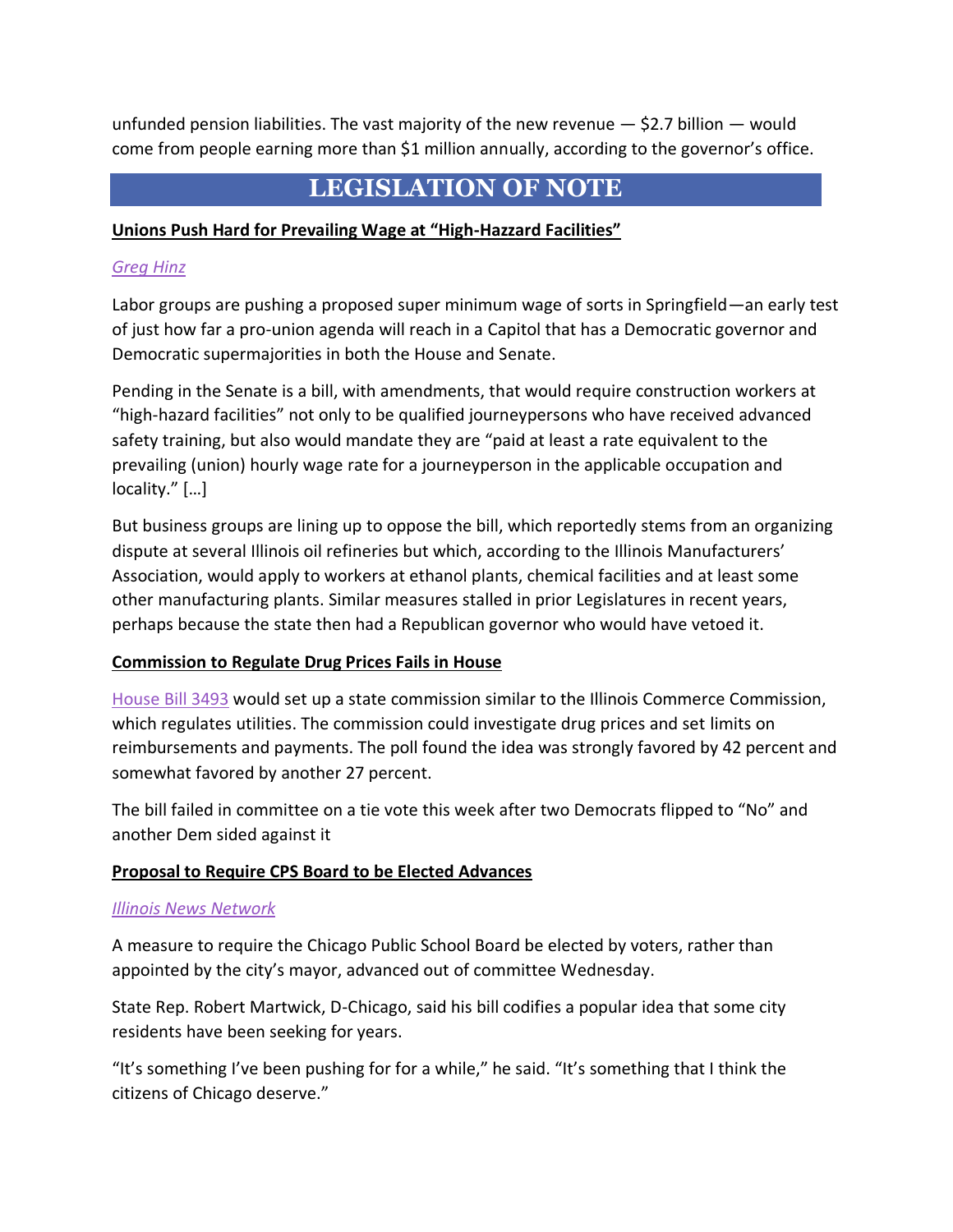unfunded pension liabilities. The vast majority of the new revenue — $2.7 billion — would come from people earning more than $1 million annually, according to the governor's office.

## LEGISLATION OF NOTE

### Unions Push Hard for Prevailing Wage at "High-Hazzard Facilities"

*Greg Hinz*

Labor groups are pushing a proposed super minimum wage of sorts in Springfield—an early test of just how far a pro-union agenda will reach in a Capitol that has a Democratic governor and Democratic supermajorities in both the House and Senate.

Pending in the Senate is a bill, with amendments, that would require construction workers at "high-hazard facilities" not only to be qualified journeypersons who have received advanced safety training, but also would mandate they are "paid at least a rate equivalent to the prevailing (union) hourly wage rate for a journeyperson in the applicable occupation and locality." […]

But business groups are lining up to oppose the bill, which reportedly stems from an organizing dispute at several Illinois oil refineries but which, according to the Illinois Manufacturers' Association, would apply to workers at ethanol plants, chemical facilities and at least some other manufacturing plants. Similar measures stalled in prior Legislatures in recent years, perhaps because the state then had a Republican governor who would have vetoed it.

### Commission to Regulate Drug Prices Fails in House

House Bill 3493 would set up a state commission similar to the Illinois Commerce Commission, which regulates utilities. The commission could investigate drug prices and set limits on reimbursements and payments. The poll found the idea was strongly favored by 42 percent and somewhat favored by another 27 percent.

The bill failed in committee on a tie vote this week after two Democrats flipped to "No" and another Dem sided against it

### Proposal to Require CPS Board to be Elected Advances

*Illinois News Network*

A measure to require the Chicago Public School Board be elected by voters, rather than appointed by the city's mayor, advanced out of committee Wednesday.

State Rep. Robert Martwick, D-Chicago, said his bill codifies a popular idea that some city residents have been seeking for years.

"It's something I've been pushing for for a while," he said. "It's something that I think the citizens of Chicago deserve."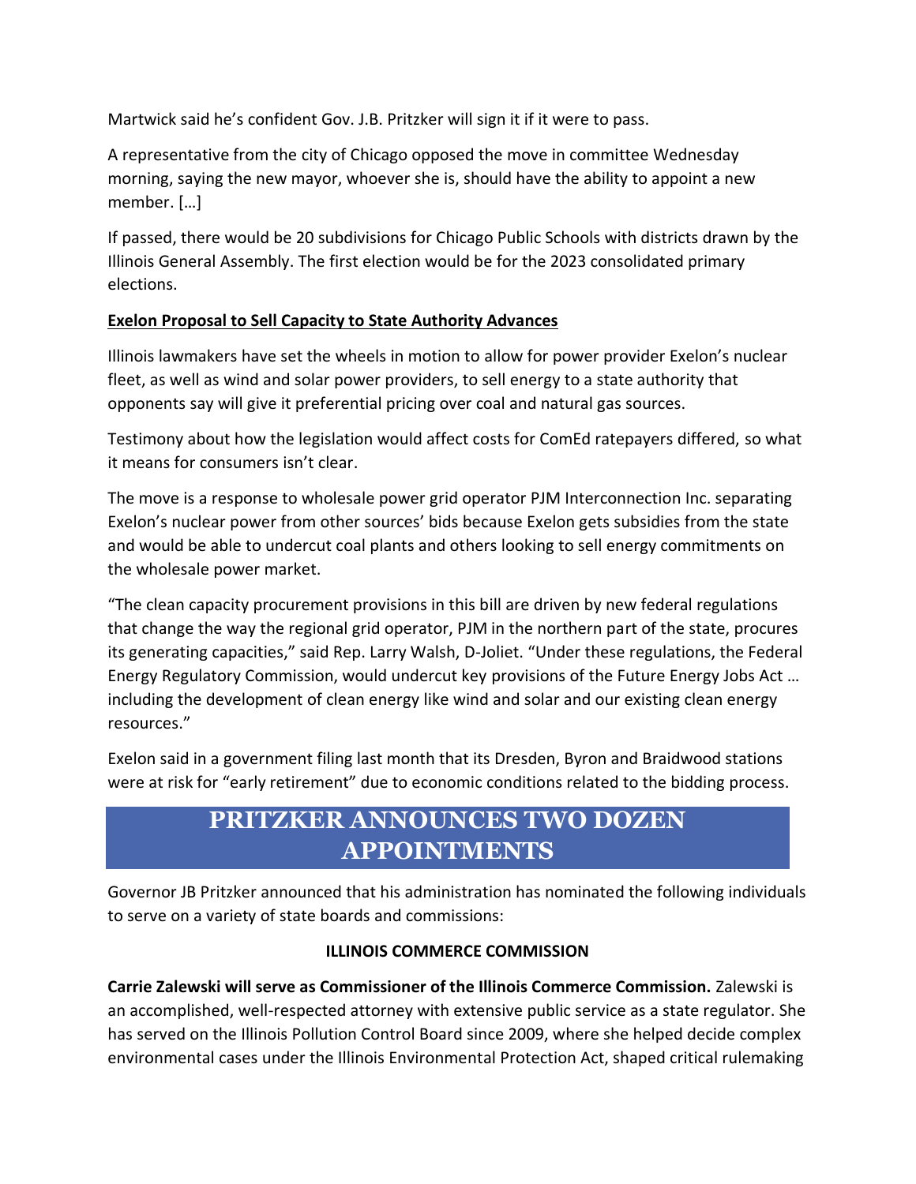Martwick said he's confident Gov. J.B. Pritzker will sign it if it were to pass.

A representative from the city of Chicago opposed the move in committee Wednesday morning, saying the new mayor, whoever she is, should have the ability to appoint a new member. […]

If passed, there would be 20 subdivisions for Chicago Public Schools with districts drawn by the Illinois General Assembly. The first election would be for the 2023 consolidated primary elections.

**Exelon Proposal to Sell Capacity to State Authority Advances**

Illinois lawmakers have set the wheels in motion to allow for power provider Exelon's nuclear fleet, as well as wind and solar power providers, to sell energy to a state authority that opponents say will give it preferential pricing over coal and natural gas sources.

Testimony about how the legislation would affect costs for ComEd ratepayers differed, so what it means for consumers isn't clear.

The move is a response to wholesale power grid operator PJM Interconnection Inc. separating Exelon's nuclear power from other sources' bids because Exelon gets subsidies from the state and would be able to undercut coal plants and others looking to sell energy commitments on the wholesale power market.

"The clean capacity procurement provisions in this bill are driven by new federal regulations that change the way the regional grid operator, PJM in the northern part of the state, procures its generating capacities," said Rep. Larry Walsh, D-Joliet. "Under these regulations, the Federal Energy Regulatory Commission, would undercut key provisions of the Future Energy Jobs Act … including the development of clean energy like wind and solar and our existing clean energy resources."

Exelon said in a government filing last month that its Dresden, Byron and Braidwood stations were at risk for "early retirement" due to economic conditions related to the bidding process.

## PRITZKER ANNOUNCES TWO DOZEN APPOINTMENTS

Governor JB Pritzker announced that his administration has nominated the following individuals to serve on a variety of state boards and commissions:

### ILLINOIS COMMERCE COMMISSION

**Carrie Zalewski will serve as Commissioner of the Illinois Commerce Commission.** Zalewski is an accomplished, well-respected attorney with extensive public service as a state regulator. She has served on the Illinois Pollution Control Board since 2009, where she helped decide complex environmental cases under the Illinois Environmental Protection Act, shaped critical rulemaking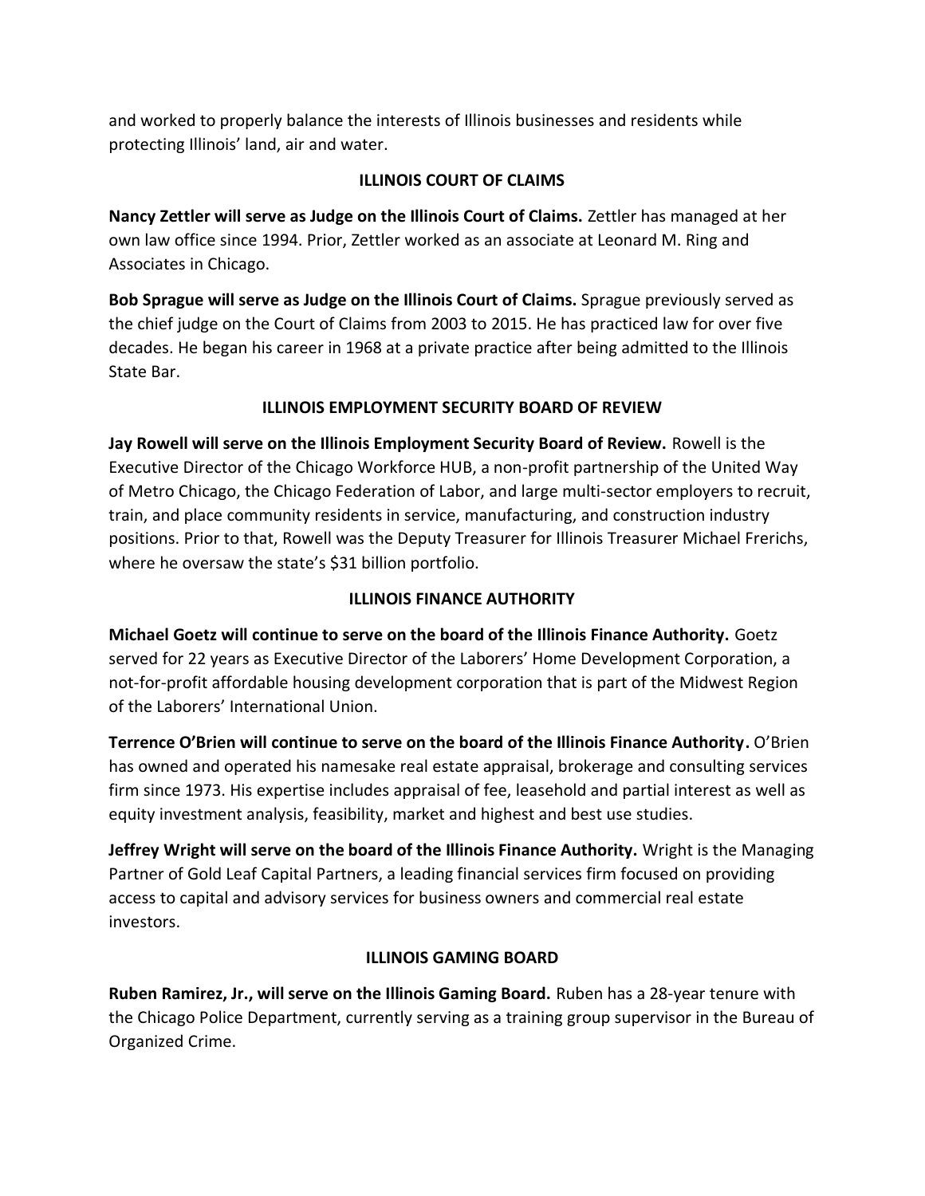and worked to properly balance the interests of Illinois businesses and residents while protecting Illinois' land, air and water.

## ILLINOIS COURT OF CLAIMS

**Nancy Zettler will serve as Judge on the Illinois Court of Claims.** Zettler has managed at her own law office since 1994. Prior, Zettler worked as an associate at Leonard M. Ring and Associates in Chicago.

**Bob Sprague will serve as Judge on the Illinois Court of Claims.** Sprague previously served as the chief judge on the Court of Claims from 2003 to 2015. He has practiced law for over five decades. He began his career in 1968 at a private practice after being admitted to the Illinois State Bar.

## ILLINOIS EMPLOYMENT SECURITY BOARD OF REVIEW

**Jay Rowell will serve on the Illinois Employment Security Board of Review.** Rowell is the Executive Director of the Chicago Workforce HUB, a non-profit partnership of the United Way of Metro Chicago, the Chicago Federation of Labor, and large multi-sector employers to recruit, train, and place community residents in service, manufacturing, and construction industry positions. Prior to that, Rowell was the Deputy Treasurer for Illinois Treasurer Michael Frerichs, where he oversaw the state's $31 billion portfolio.

## ILLINOIS FINANCE AUTHORITY

**Michael Goetz will continue to serve on the board of the Illinois Finance Authority.** Goetz served for 22 years as Executive Director of the Laborers' Home Development Corporation, a not-for-profit affordable housing development corporation that is part of the Midwest Region of the Laborers' International Union.

**Terrence O'Brien will continue to serve on the board of the Illinois Finance Authority.** O'Brien has owned and operated his namesake real estate appraisal, brokerage and consulting services firm since 1973. His expertise includes appraisal of fee, leasehold and partial interest as well as equity investment analysis, feasibility, market and highest and best use studies.

**Jeffrey Wright will serve on the board of the Illinois Finance Authority.** Wright is the Managing Partner of Gold Leaf Capital Partners, a leading financial services firm focused on providing access to capital and advisory services for business owners and commercial real estate investors.

## ILLINOIS GAMING BOARD

**Ruben Ramirez, Jr., will serve on the Illinois Gaming Board.** Ruben has a 28-year tenure with the Chicago Police Department, currently serving as a training group supervisor in the Bureau of Organized Crime.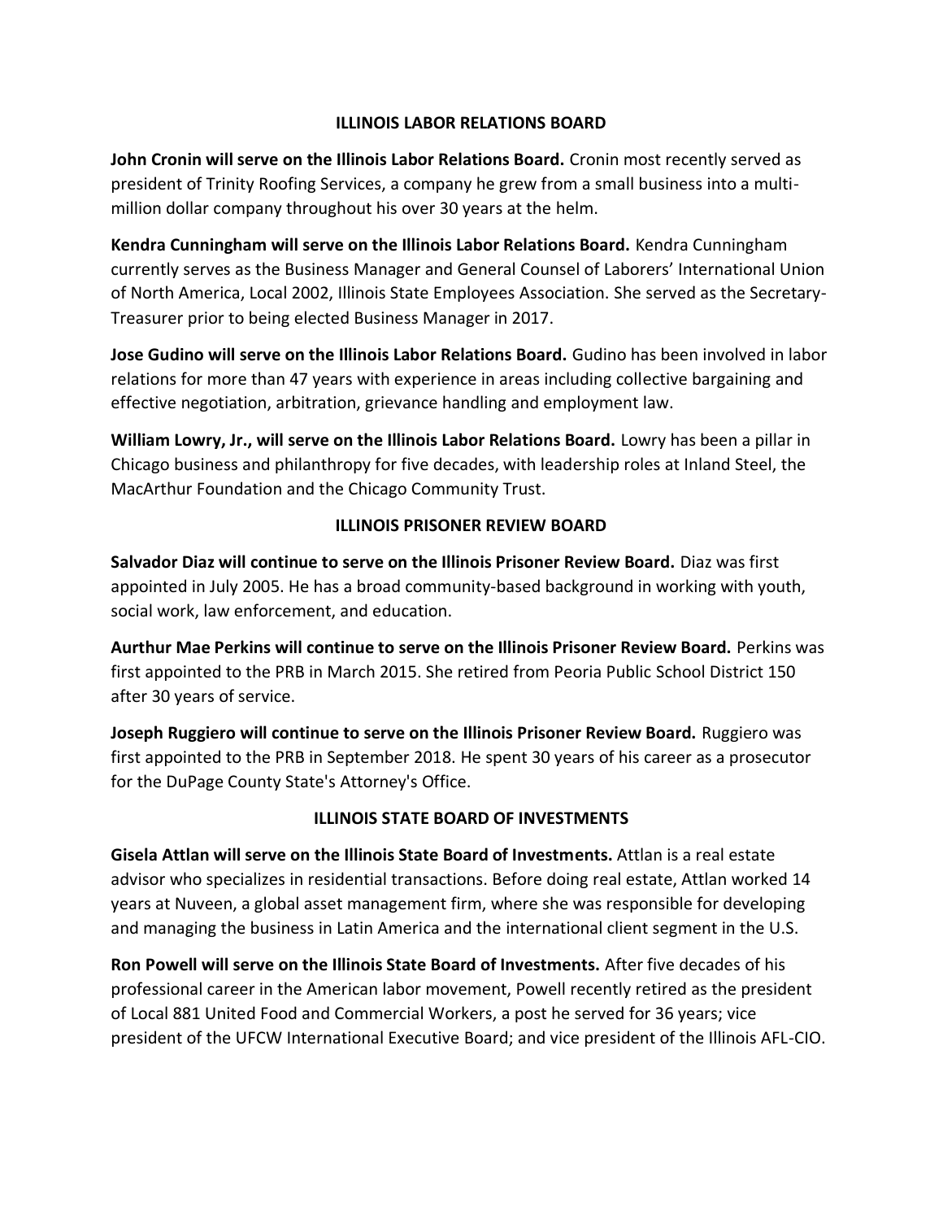## ILLINOIS LABOR RELATIONS BOARD

**John Cronin will serve on the Illinois Labor Relations Board.** Cronin most recently served as president of Trinity Roofing Services, a company he grew from a small business into a multi-million dollar company throughout his over 30 years at the helm.

**Kendra Cunningham will serve on the Illinois Labor Relations Board.** Kendra Cunningham currently serves as the Business Manager and General Counsel of Laborers' International Union of North America, Local 2002, Illinois State Employees Association. She served as the Secretary-Treasurer prior to being elected Business Manager in 2017.

**Jose Gudino will serve on the Illinois Labor Relations Board.** Gudino has been involved in labor relations for more than 47 years with experience in areas including collective bargaining and effective negotiation, arbitration, grievance handling and employment law.

**William Lowry, Jr., will serve on the Illinois Labor Relations Board.** Lowry has been a pillar in Chicago business and philanthropy for five decades, with leadership roles at Inland Steel, the MacArthur Foundation and the Chicago Community Trust.

## ILLINOIS PRISONER REVIEW BOARD

**Salvador Diaz will continue to serve on the Illinois Prisoner Review Board.** Diaz was first appointed in July 2005. He has a broad community-based background in working with youth, social work, law enforcement, and education.

**Aurthur Mae Perkins will continue to serve on the Illinois Prisoner Review Board.** Perkins was first appointed to the PRB in March 2015. She retired from Peoria Public School District 150 after 30 years of service.

**Joseph Ruggiero will continue to serve on the Illinois Prisoner Review Board.** Ruggiero was first appointed to the PRB in September 2018. He spent 30 years of his career as a prosecutor for the DuPage County State's Attorney's Office.

## ILLINOIS STATE BOARD OF INVESTMENTS

**Gisela Attlan will serve on the Illinois State Board of Investments.** Attlan is a real estate advisor who specializes in residential transactions. Before doing real estate, Attlan worked 14 years at Nuveen, a global asset management firm, where she was responsible for developing and managing the business in Latin America and the international client segment in the U.S.

**Ron Powell will serve on the Illinois State Board of Investments.** After five decades of his professional career in the American labor movement, Powell recently retired as the president of Local 881 United Food and Commercial Workers, a post he served for 36 years; vice president of the UFCW International Executive Board; and vice president of the Illinois AFL-CIO.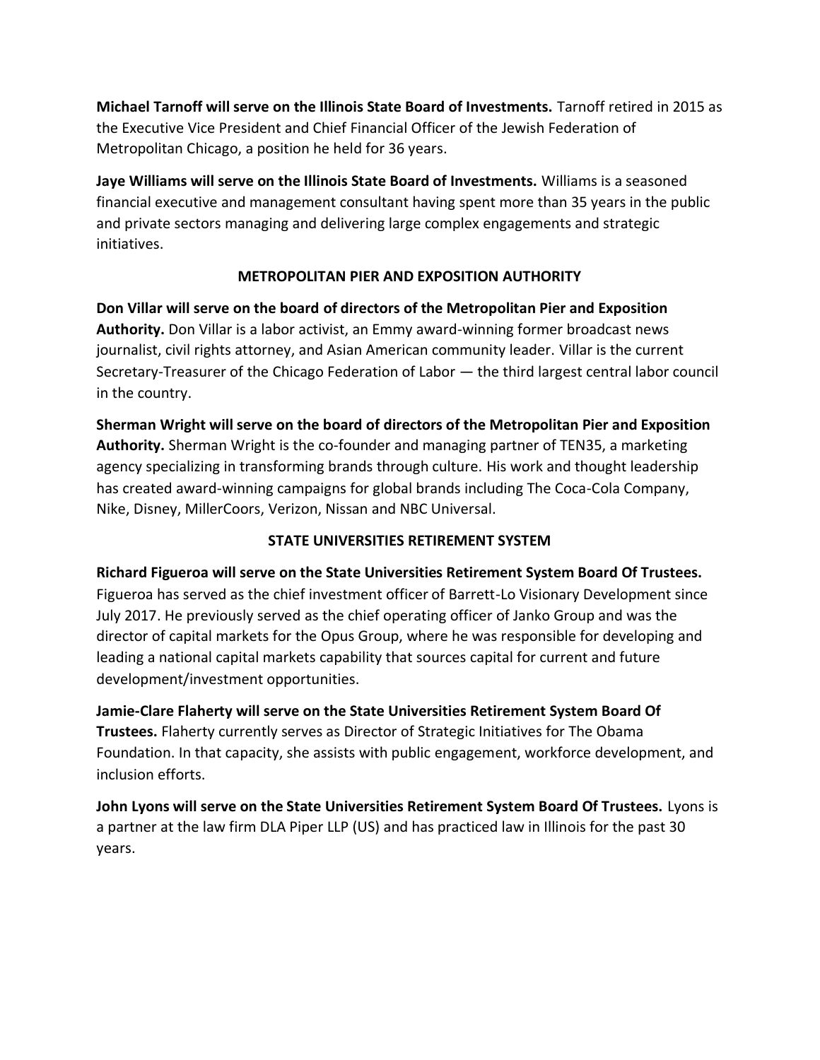**Michael Tarnoff will serve on the Illinois State Board of Investments.** Tarnoff retired in 2015 as the Executive Vice President and Chief Financial Officer of the Jewish Federation of Metropolitan Chicago, a position he held for 36 years.

**Jaye Williams will serve on the Illinois State Board of Investments.** Williams is a seasoned financial executive and management consultant having spent more than 35 years in the public and private sectors managing and delivering large complex engagements and strategic initiatives.

## METROPOLITAN PIER AND EXPOSITION AUTHORITY

**Don Villar will serve on the board of directors of the Metropolitan Pier and Exposition Authority.** Don Villar is a labor activist, an Emmy award-winning former broadcast news journalist, civil rights attorney, and Asian American community leader. Villar is the current Secretary-Treasurer of the Chicago Federation of Labor — the third largest central labor council in the country.

**Sherman Wright will serve on the board of directors of the Metropolitan Pier and Exposition Authority.** Sherman Wright is the co-founder and managing partner of TEN35, a marketing agency specializing in transforming brands through culture. His work and thought leadership has created award-winning campaigns for global brands including The Coca-Cola Company, Nike, Disney, MillerCoors, Verizon, Nissan and NBC Universal.

## STATE UNIVERSITIES RETIREMENT SYSTEM

**Richard Figueroa will serve on the State Universities Retirement System Board Of Trustees.** Figueroa has served as the chief investment officer of Barrett-Lo Visionary Development since July 2017. He previously served as the chief operating officer of Janko Group and was the director of capital markets for the Opus Group, where he was responsible for developing and leading a national capital markets capability that sources capital for current and future development/investment opportunities.

**Jamie-Clare Flaherty will serve on the State Universities Retirement System Board Of Trustees.** Flaherty currently serves as Director of Strategic Initiatives for The Obama Foundation. In that capacity, she assists with public engagement, workforce development, and inclusion efforts.

**John Lyons will serve on the State Universities Retirement System Board Of Trustees.** Lyons is a partner at the law firm DLA Piper LLP (US) and has practiced law in Illinois for the past 30 years.